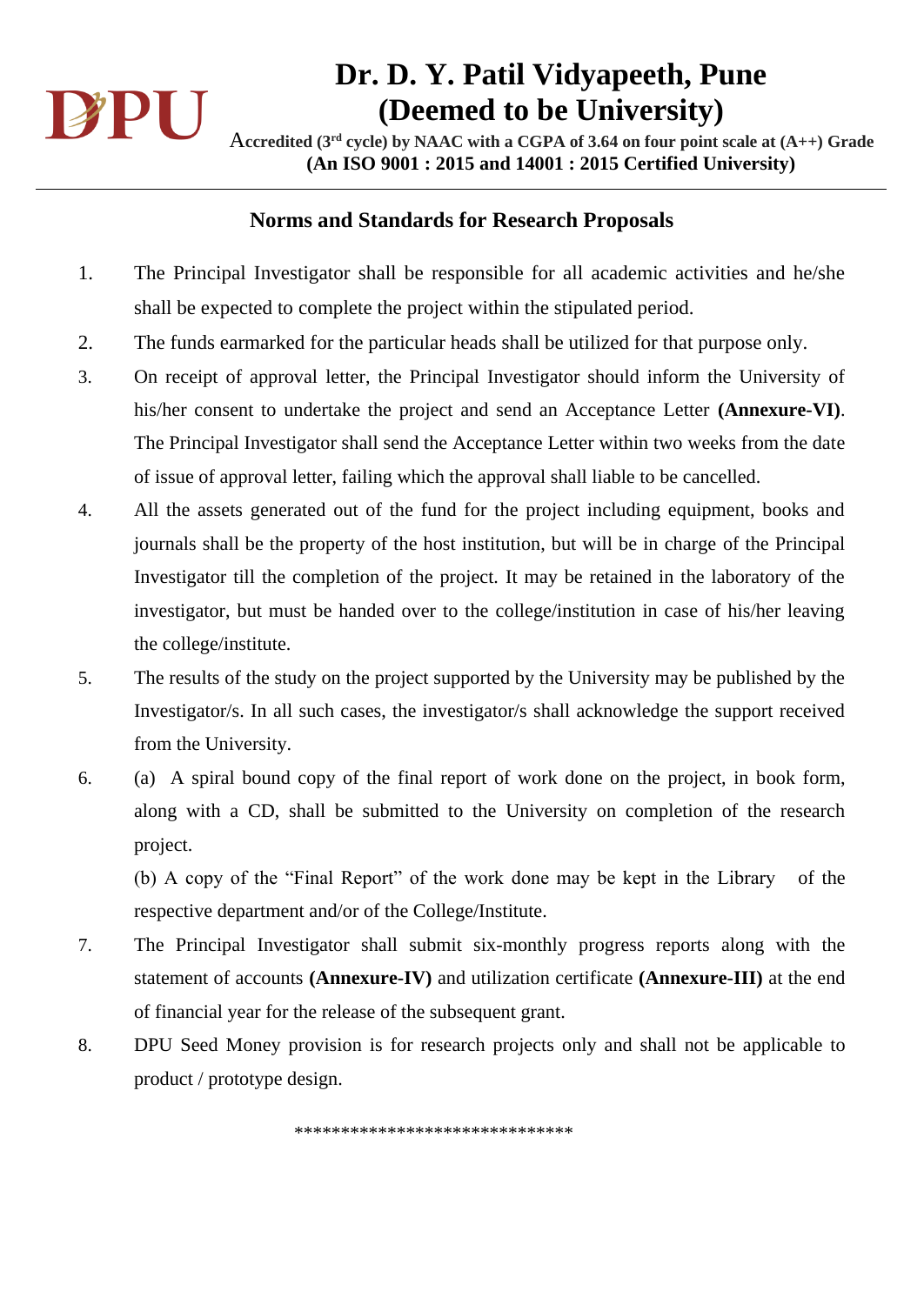# Dr. D. Y. Patil Vidyapeeth, Pune
# (Deemed to be University)

**Accredited (3rd cycle) by NAAC with a CGPA of 3.64 on four point scale at (A++) Grade**
**(An ISO 9001 : 2015 and 14001 : 2015 Certified University)**

## Norms and Standards for Research Proposals

1. The Principal Investigator shall be responsible for all academic activities and he/she shall be expected to complete the project within the stipulated period.
2. The funds earmarked for the particular heads shall be utilized for that purpose only.
3. On receipt of approval letter, the Principal Investigator should inform the University of his/her consent to undertake the project and send an Acceptance Letter **(Annexure-VI)**. The Principal Investigator shall send the Acceptance Letter within two weeks from the date of issue of approval letter, failing which the approval shall liable to be cancelled.
4. All the assets generated out of the fund for the project including equipment, books and journals shall be the property of the host institution, but will be in charge of the Principal Investigator till the completion of the project. It may be retained in the laboratory of the investigator, but must be handed over to the college/institution in case of his/her leaving the college/institute.
5. The results of the study on the project supported by the University may be published by the Investigator/s. In all such cases, the investigator/s shall acknowledge the support received from the University.
6. (a) A spiral bound copy of the final report of work done on the project, in book form, along with a CD, shall be submitted to the University on completion of the research project.

   (b) A copy of the "Final Report" of the work done may be kept in the Library of the respective department and/or of the College/Institute.
7. The Principal Investigator shall submit six-monthly progress reports along with the statement of accounts **(Annexure-IV)** and utilization certificate **(Annexure-III)** at the end of financial year for the release of the subsequent grant.
8. DPU Seed Money provision is for research projects only and shall not be applicable to product / prototype design.

******************************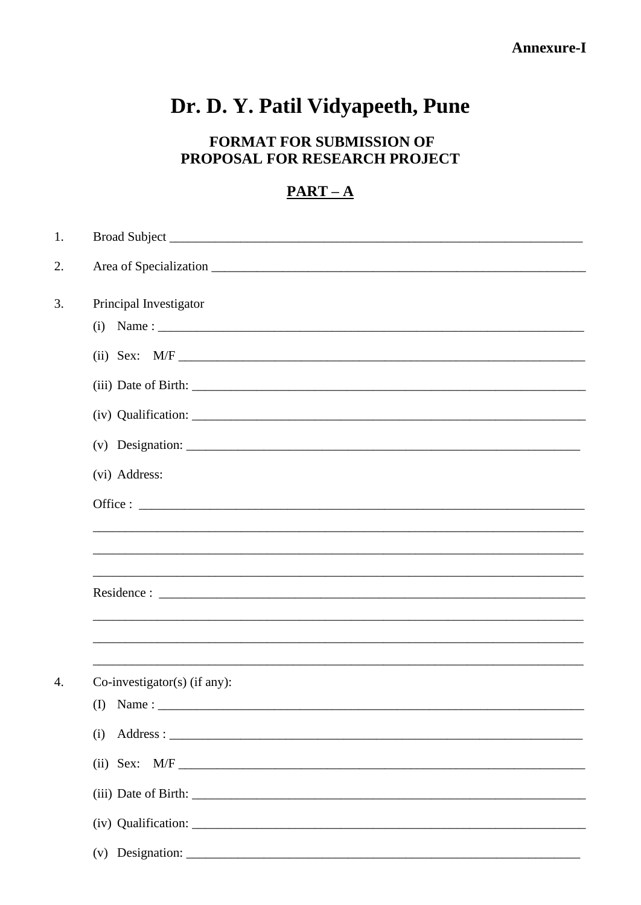**Annexure-I**

# Dr. D. Y. Patil Vidyapeeth, Pune

## FORMAT FOR SUBMISSION OF PROPOSAL FOR RESEARCH PROJECT

## PART – A

1. Broad Subject _______________________________________________________________

2. Area of Specialization __________________________________________________________

3. Principal Investigator

   (i) Name : _______________________________________________________________

   (ii) Sex: M/F _____________________________________________________________

   (iii) Date of Birth: __________________________________________________________

   (iv) Qualification: __________________________________________________________

   (v) Designation: ___________________________________________________________

   (vi) Address:

   Office : ________________________________________________________________

   ______________________________________________________________________

   ______________________________________________________________________

   ______________________________________________________________________

   Residence : ______________________________________________________________

   ______________________________________________________________________

   ______________________________________________________________________

   ______________________________________________________________________

4. Co-investigator(s) (if any):

   (I) Name : _______________________________________________________________

   (i) Address : ______________________________________________________________

   (ii) Sex: M/F _____________________________________________________________

   (iii) Date of Birth: __________________________________________________________

   (iv) Qualification: __________________________________________________________

   (v) Designation: ___________________________________________________________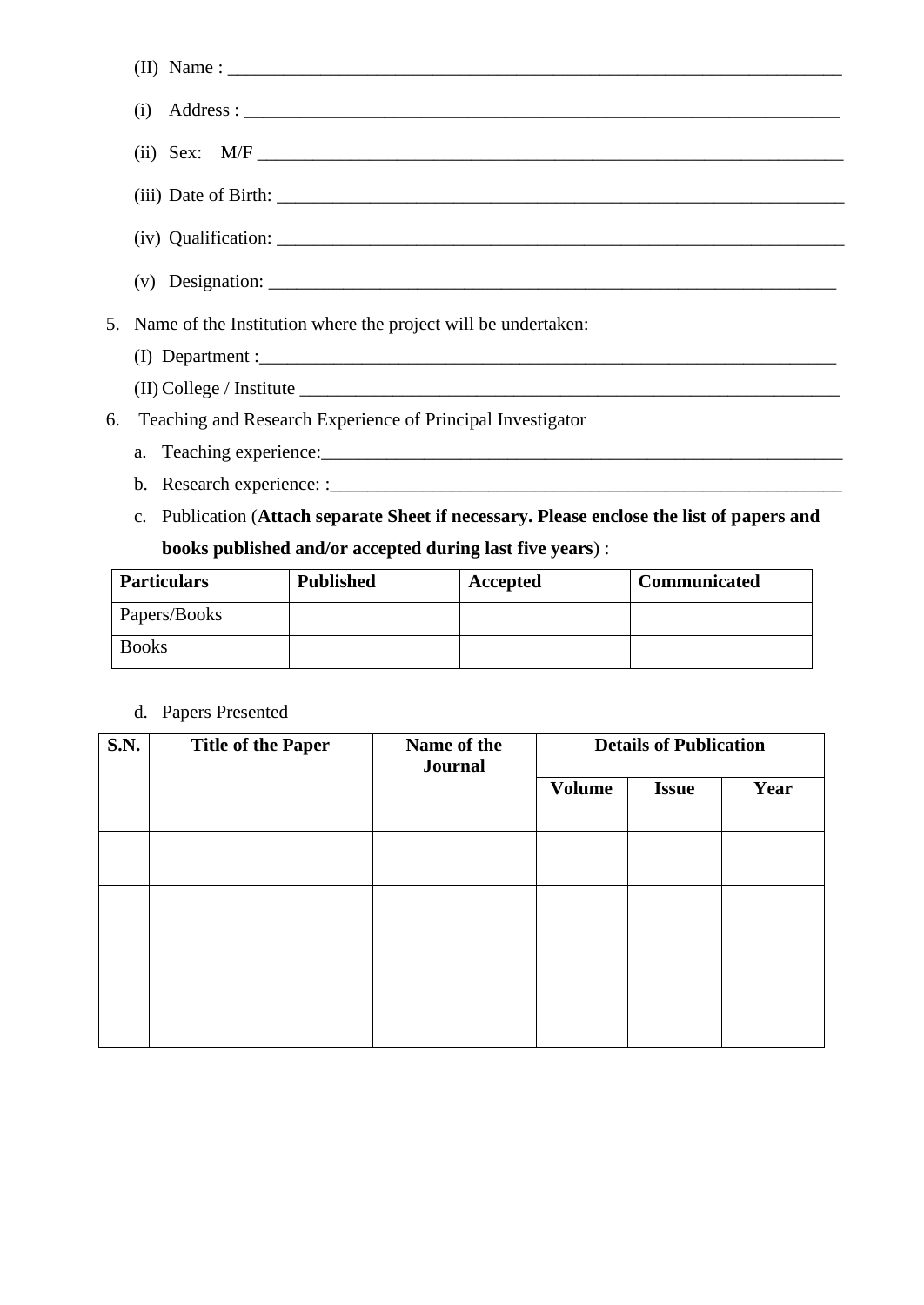(II) Name : ______________________________________________________________________

(i) Address : ____________________________________________________________________

(ii) Sex: M/F ____________________________________________________________________

(iii) Date of Birth: _______________________________________________________________

(iv) Qualification: _______________________________________________________________

(v) Designation: _________________________________________________________________

5. Name of the Institution where the project will be undertaken:

   (I) Department :__________________________________________________________________

   (II) College / Institute _____________________________________________________________

6. Teaching and Research Experience of Principal Investigator

   a. Teaching experience:_____________________________________________________________

   b. Research experience: :___________________________________________________________

   c. Publication (**Attach separate Sheet if necessary. Please enclose the list of papers and books published and/or accepted during last five years**) :

| Particulars | Published | Accepted | Communicated |
|---|---|---|---|
| Papers/Books | | | |
| Books | | | |

   d. Papers Presented

| S.N. | Title of the Paper | Name of the Journal | Details of Publication | | |
|---|---|---|---|---|---|
| | | | Volume | Issue | Year |
| | | | | | |
| | | | | | |
| | | | | | |
| | | | | | |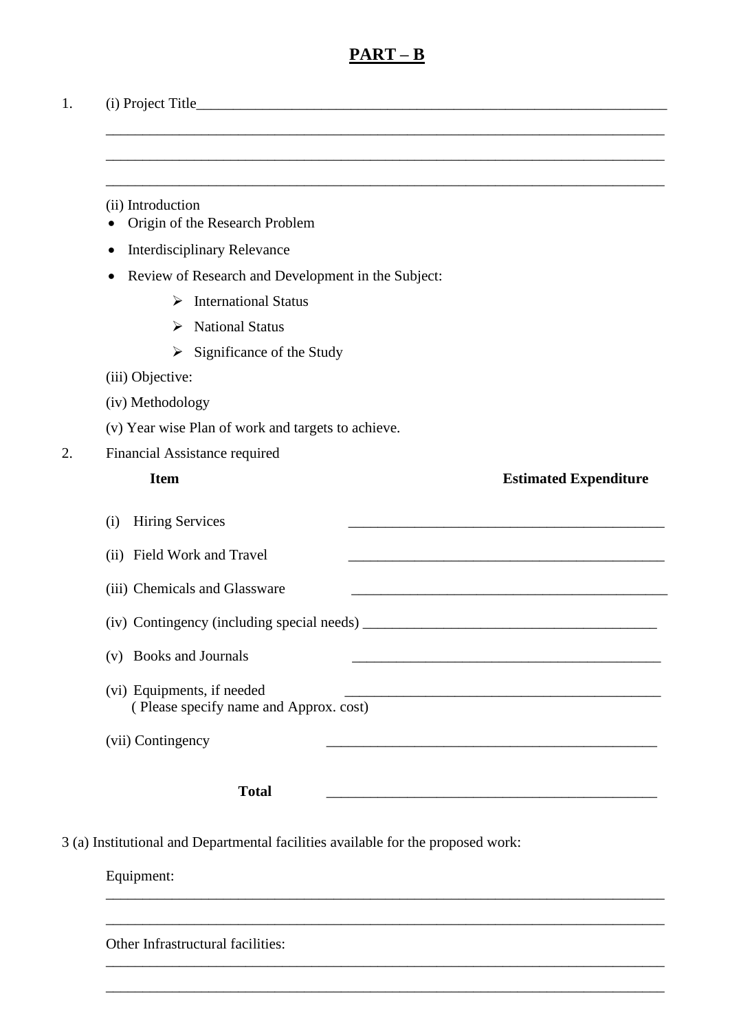## PART – B

1. (i) Project Title____________________________________________________________________

________________________________________________________________________________

________________________________________________________________________________

________________________________________________________________________________

(ii) Introduction

- Origin of the Research Problem
- Interdisciplinary Relevance
- Review of Research and Development in the Subject:
  - International Status
  - National Status
  - Significance of the Study

(iii) Objective:

(iv) Methodology

(v) Year wise Plan of work and targets to achieve.

2. Financial Assistance required

| **Item** | **Estimated Expenditure** |
|---|---|
| (i) Hiring Services | ____________________ |
| (ii) Field Work and Travel | ____________________ |
| (iii) Chemicals and Glassware | ____________________ |
| (iv) Contingency (including special needs) | ____________________ |
| (v) Books and Journals | ____________________ |
| (vi) Equipments, if needed ( Please specify name and Approx. cost) | ____________________ |
| (vii) Contingency | ____________________ |
| **Total** | ____________________ |

3 (a) Institutional and Departmental facilities available for the proposed work:

Equipment:

________________________________________________________________________________

________________________________________________________________________________

Other Infrastructural facilities:

________________________________________________________________________________

________________________________________________________________________________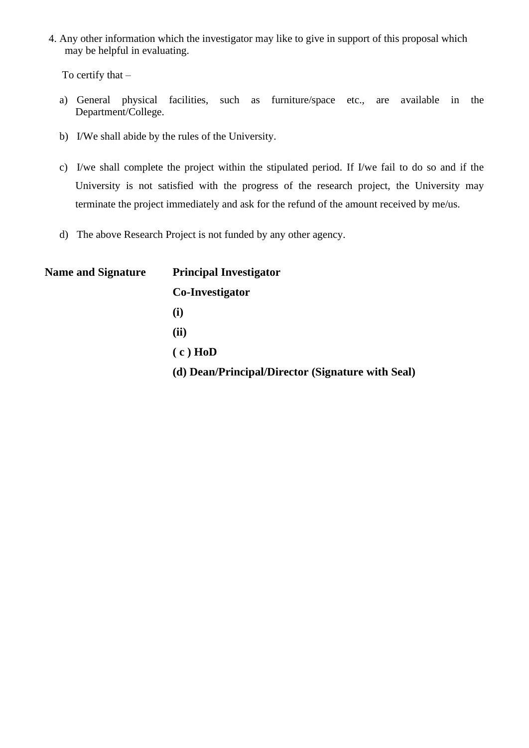4. Any other information which the investigator may like to give in support of this proposal which may be helpful in evaluating.

To certify that –

a) General physical facilities, such as furniture/space etc., are available in the Department/College.

b) I/We shall abide by the rules of the University.

c) I/we shall complete the project within the stipulated period. If I/we fail to do so and if the University is not satisfied with the progress of the research project, the University may terminate the project immediately and ask for the refund of the amount received by me/us.

d) The above Research Project is not funded by any other agency.

**Name and Signature** **Principal Investigator**

**Co-Investigator**

**(i)**

**(ii)**

**( c ) HoD**

**(d) Dean/Principal/Director (Signature with Seal)**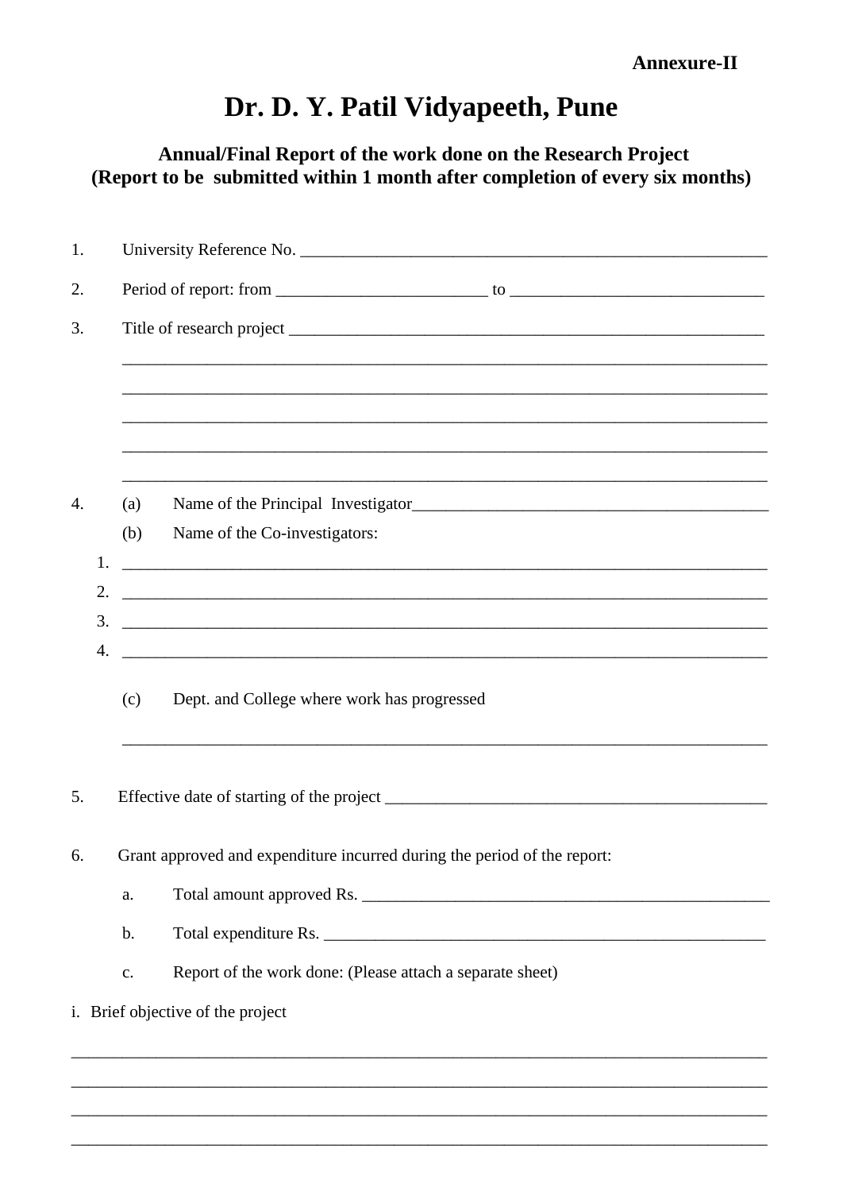**Annexure-II**

# Dr. D. Y. Patil Vidyapeeth, Pune

### Annual/Final Report of the work done on the Research Project
### (Report to be submitted within 1 month after completion of every six months)

1. University Reference No. ______________________________________________________

2. Period of report: from ________________________ to ____________________________

3. Title of research project ________________________________________________________

   ___________________________________________________________________________

   ___________________________________________________________________________

   ___________________________________________________________________________

   ___________________________________________________________________________

   ___________________________________________________________________________

4. (a) Name of the Principal Investigator________________________________________

   (b) Name of the Co-investigators:

   1. ___________________________________________________________________________
   2. ___________________________________________________________________________
   3. ___________________________________________________________________________
   4. ___________________________________________________________________________

   (c) Dept. and College where work has progressed

   ___________________________________________________________________________

5. Effective date of starting of the project ____________________________________________

6. Grant approved and expenditure incurred during the period of the report:

   a. Total amount approved Rs. ________________________________________________

   b. Total expenditure Rs. ____________________________________________________

   c. Report of the work done: (Please attach a separate sheet)

i. Brief objective of the project

________________________________________________________________________________

________________________________________________________________________________

________________________________________________________________________________

________________________________________________________________________________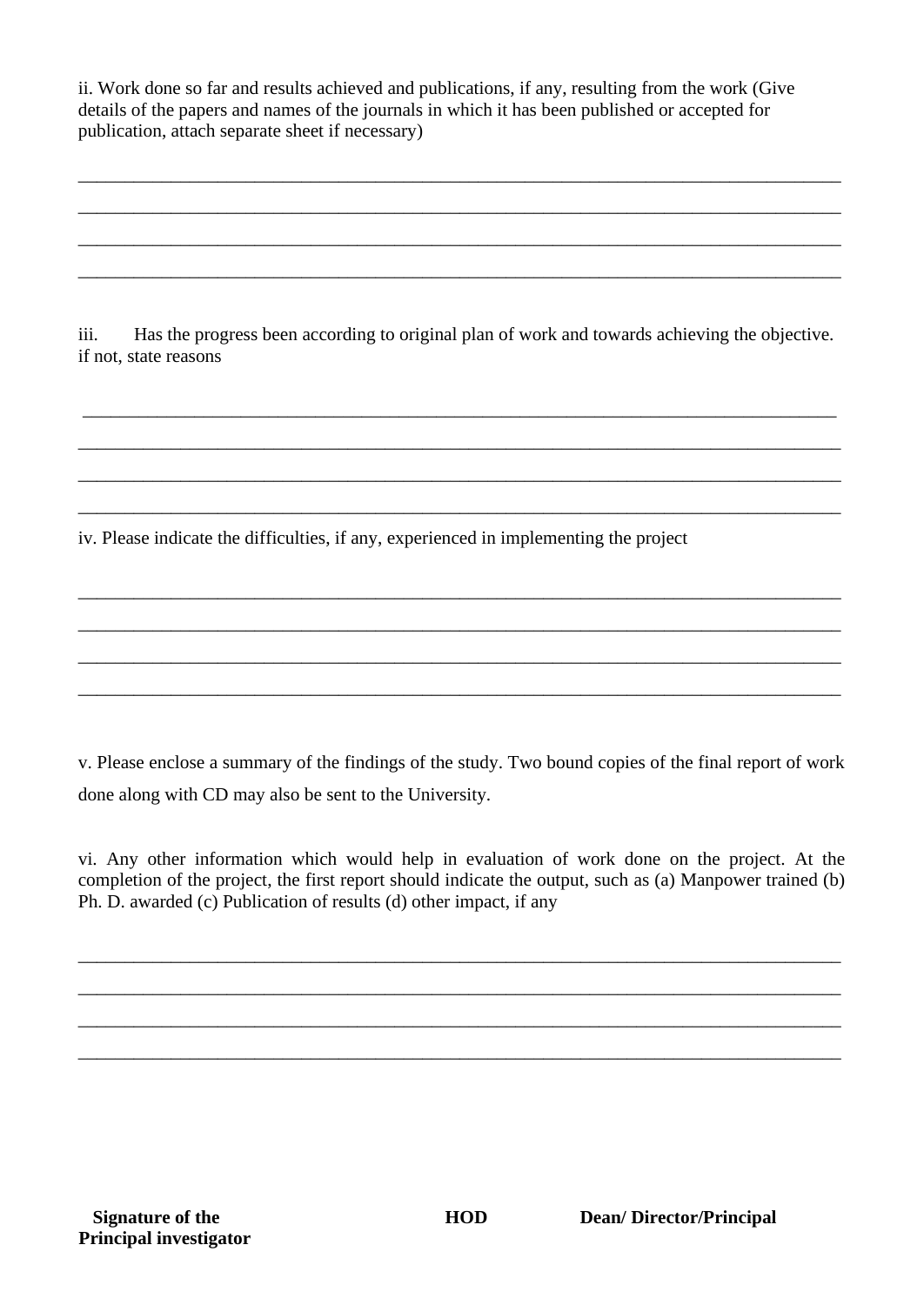ii. Work done so far and results achieved and publications, if any, resulting from the work (Give details of the papers and names of the journals in which it has been published or accepted for publication, attach separate sheet if necessary)

\_\_\_\_\_\_\_\_\_\_\_\_\_\_\_\_\_\_\_\_\_\_\_\_\_\_\_\_\_\_\_\_\_\_\_\_\_\_\_\_\_\_\_\_\_\_\_\_\_\_\_\_\_\_\_\_\_\_\_\_\_\_\_\_\_\_\_\_\_\_\_\_\_\_\_\_\_\_

\_\_\_\_\_\_\_\_\_\_\_\_\_\_\_\_\_\_\_\_\_\_\_\_\_\_\_\_\_\_\_\_\_\_\_\_\_\_\_\_\_\_\_\_\_\_\_\_\_\_\_\_\_\_\_\_\_\_\_\_\_\_\_\_\_\_\_\_\_\_\_\_\_\_\_\_\_\_

\_\_\_\_\_\_\_\_\_\_\_\_\_\_\_\_\_\_\_\_\_\_\_\_\_\_\_\_\_\_\_\_\_\_\_\_\_\_\_\_\_\_\_\_\_\_\_\_\_\_\_\_\_\_\_\_\_\_\_\_\_\_\_\_\_\_\_\_\_\_\_\_\_\_\_\_\_\_

\_\_\_\_\_\_\_\_\_\_\_\_\_\_\_\_\_\_\_\_\_\_\_\_\_\_\_\_\_\_\_\_\_\_\_\_\_\_\_\_\_\_\_\_\_\_\_\_\_\_\_\_\_\_\_\_\_\_\_\_\_\_\_\_\_\_\_\_\_\_\_\_\_\_\_\_\_\_

iii. Has the progress been according to original plan of work and towards achieving the objective. if not, state reasons

\_\_\_\_\_\_\_\_\_\_\_\_\_\_\_\_\_\_\_\_\_\_\_\_\_\_\_\_\_\_\_\_\_\_\_\_\_\_\_\_\_\_\_\_\_\_\_\_\_\_\_\_\_\_\_\_\_\_\_\_\_\_\_\_\_\_\_\_\_\_\_\_\_\_\_\_\_\_

\_\_\_\_\_\_\_\_\_\_\_\_\_\_\_\_\_\_\_\_\_\_\_\_\_\_\_\_\_\_\_\_\_\_\_\_\_\_\_\_\_\_\_\_\_\_\_\_\_\_\_\_\_\_\_\_\_\_\_\_\_\_\_\_\_\_\_\_\_\_\_\_\_\_\_\_\_\_

\_\_\_\_\_\_\_\_\_\_\_\_\_\_\_\_\_\_\_\_\_\_\_\_\_\_\_\_\_\_\_\_\_\_\_\_\_\_\_\_\_\_\_\_\_\_\_\_\_\_\_\_\_\_\_\_\_\_\_\_\_\_\_\_\_\_\_\_\_\_\_\_\_\_\_\_\_\_

\_\_\_\_\_\_\_\_\_\_\_\_\_\_\_\_\_\_\_\_\_\_\_\_\_\_\_\_\_\_\_\_\_\_\_\_\_\_\_\_\_\_\_\_\_\_\_\_\_\_\_\_\_\_\_\_\_\_\_\_\_\_\_\_\_\_\_\_\_\_\_\_\_\_\_\_\_\_

iv. Please indicate the difficulties, if any, experienced in implementing the project

\_\_\_\_\_\_\_\_\_\_\_\_\_\_\_\_\_\_\_\_\_\_\_\_\_\_\_\_\_\_\_\_\_\_\_\_\_\_\_\_\_\_\_\_\_\_\_\_\_\_\_\_\_\_\_\_\_\_\_\_\_\_\_\_\_\_\_\_\_\_\_\_\_\_\_\_\_\_

\_\_\_\_\_\_\_\_\_\_\_\_\_\_\_\_\_\_\_\_\_\_\_\_\_\_\_\_\_\_\_\_\_\_\_\_\_\_\_\_\_\_\_\_\_\_\_\_\_\_\_\_\_\_\_\_\_\_\_\_\_\_\_\_\_\_\_\_\_\_\_\_\_\_\_\_\_\_

\_\_\_\_\_\_\_\_\_\_\_\_\_\_\_\_\_\_\_\_\_\_\_\_\_\_\_\_\_\_\_\_\_\_\_\_\_\_\_\_\_\_\_\_\_\_\_\_\_\_\_\_\_\_\_\_\_\_\_\_\_\_\_\_\_\_\_\_\_\_\_\_\_\_\_\_\_\_

\_\_\_\_\_\_\_\_\_\_\_\_\_\_\_\_\_\_\_\_\_\_\_\_\_\_\_\_\_\_\_\_\_\_\_\_\_\_\_\_\_\_\_\_\_\_\_\_\_\_\_\_\_\_\_\_\_\_\_\_\_\_\_\_\_\_\_\_\_\_\_\_\_\_\_\_\_\_

v. Please enclose a summary of the findings of the study. Two bound copies of the final report of work done along with CD may also be sent to the University.

vi. Any other information which would help in evaluation of work done on the project. At the completion of the project, the first report should indicate the output, such as (a) Manpower trained (b) Ph. D. awarded (c) Publication of results (d) other impact, if any

\_\_\_\_\_\_\_\_\_\_\_\_\_\_\_\_\_\_\_\_\_\_\_\_\_\_\_\_\_\_\_\_\_\_\_\_\_\_\_\_\_\_\_\_\_\_\_\_\_\_\_\_\_\_\_\_\_\_\_\_\_\_\_\_\_\_\_\_\_\_\_\_\_\_\_\_\_\_

\_\_\_\_\_\_\_\_\_\_\_\_\_\_\_\_\_\_\_\_\_\_\_\_\_\_\_\_\_\_\_\_\_\_\_\_\_\_\_\_\_\_\_\_\_\_\_\_\_\_\_\_\_\_\_\_\_\_\_\_\_\_\_\_\_\_\_\_\_\_\_\_\_\_\_\_\_\_

\_\_\_\_\_\_\_\_\_\_\_\_\_\_\_\_\_\_\_\_\_\_\_\_\_\_\_\_\_\_\_\_\_\_\_\_\_\_\_\_\_\_\_\_\_\_\_\_\_\_\_\_\_\_\_\_\_\_\_\_\_\_\_\_\_\_\_\_\_\_\_\_\_\_\_\_\_\_

\_\_\_\_\_\_\_\_\_\_\_\_\_\_\_\_\_\_\_\_\_\_\_\_\_\_\_\_\_\_\_\_\_\_\_\_\_\_\_\_\_\_\_\_\_\_\_\_\_\_\_\_\_\_\_\_\_\_\_\_\_\_\_\_\_\_\_\_\_\_\_\_\_\_\_\_\_\_

| **Signature of the Principal investigator** | **HOD** | **Dean/ Director/Principal** |
|---|---|---|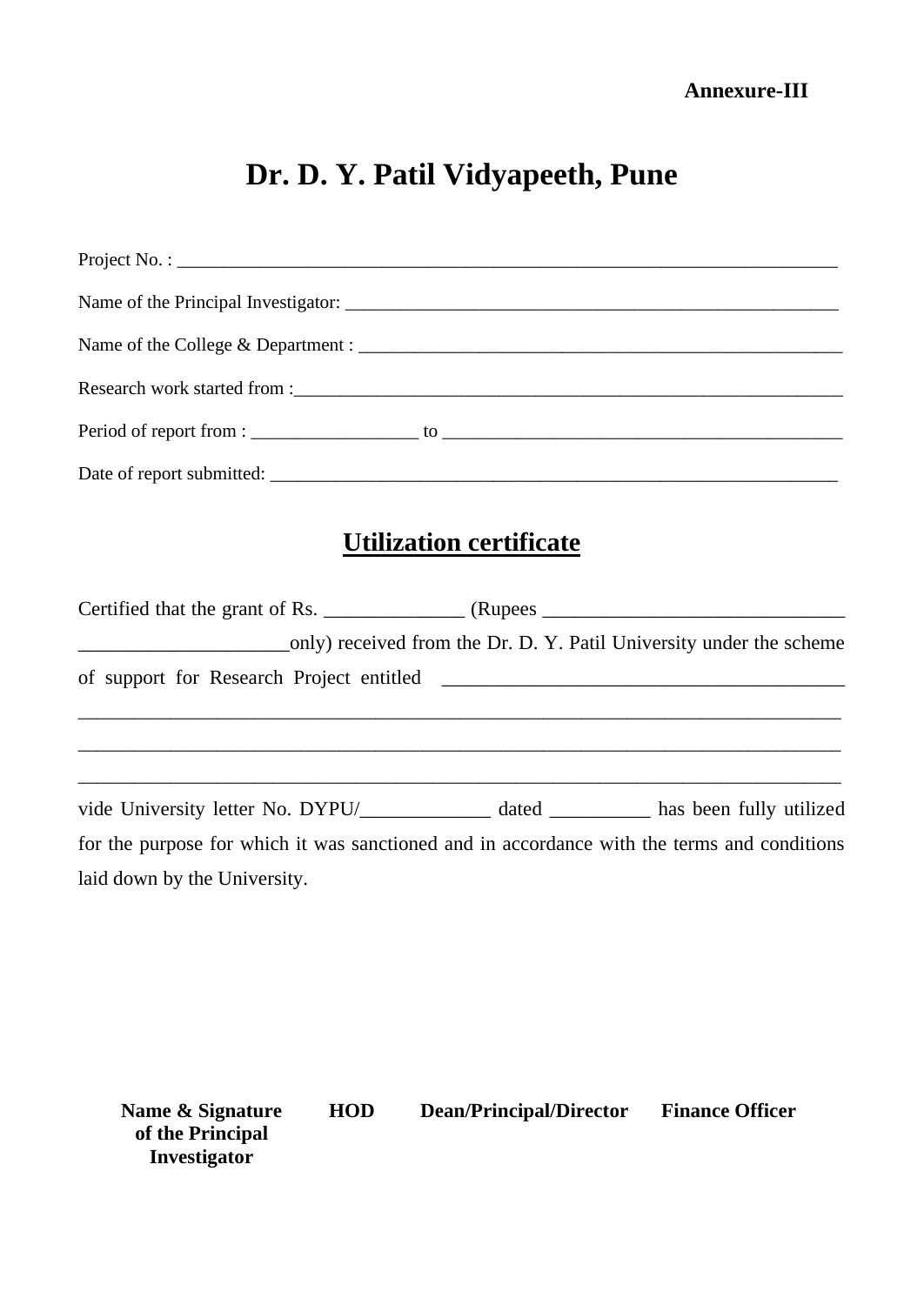**Annexure-III**

# Dr. D. Y. Patil Vidyapeeth, Pune

Project No. : ___________________________________________________________________________

Name of the Principal Investigator: _________________________________________________________

Name of the College & Department : _______________________________________________________

Research work started from :______________________________________________________________

Period of report from : __________________ to ___________________________________________

Date of report submitted: ________________________________________________________________

## Utilization certificate

Certified that the grant of Rs. ______________ (Rupees _______________________________ _____________________only) received from the Dr. D. Y. Patil University under the scheme of support for Research Project entitled ________________________________________ ________________________________________________________________________________ ________________________________________________________________________________ ________________________________________________________________________________ vide University letter No. DYPU/_____________ dated __________ has been fully utilized for the purpose for which it was sanctioned and in accordance with the terms and conditions laid down by the University.

| **Name & Signature of the Principal Investigator** | **HOD** | **Dean/Principal/Director** | **Finance Officer** |
|---|---|---|---|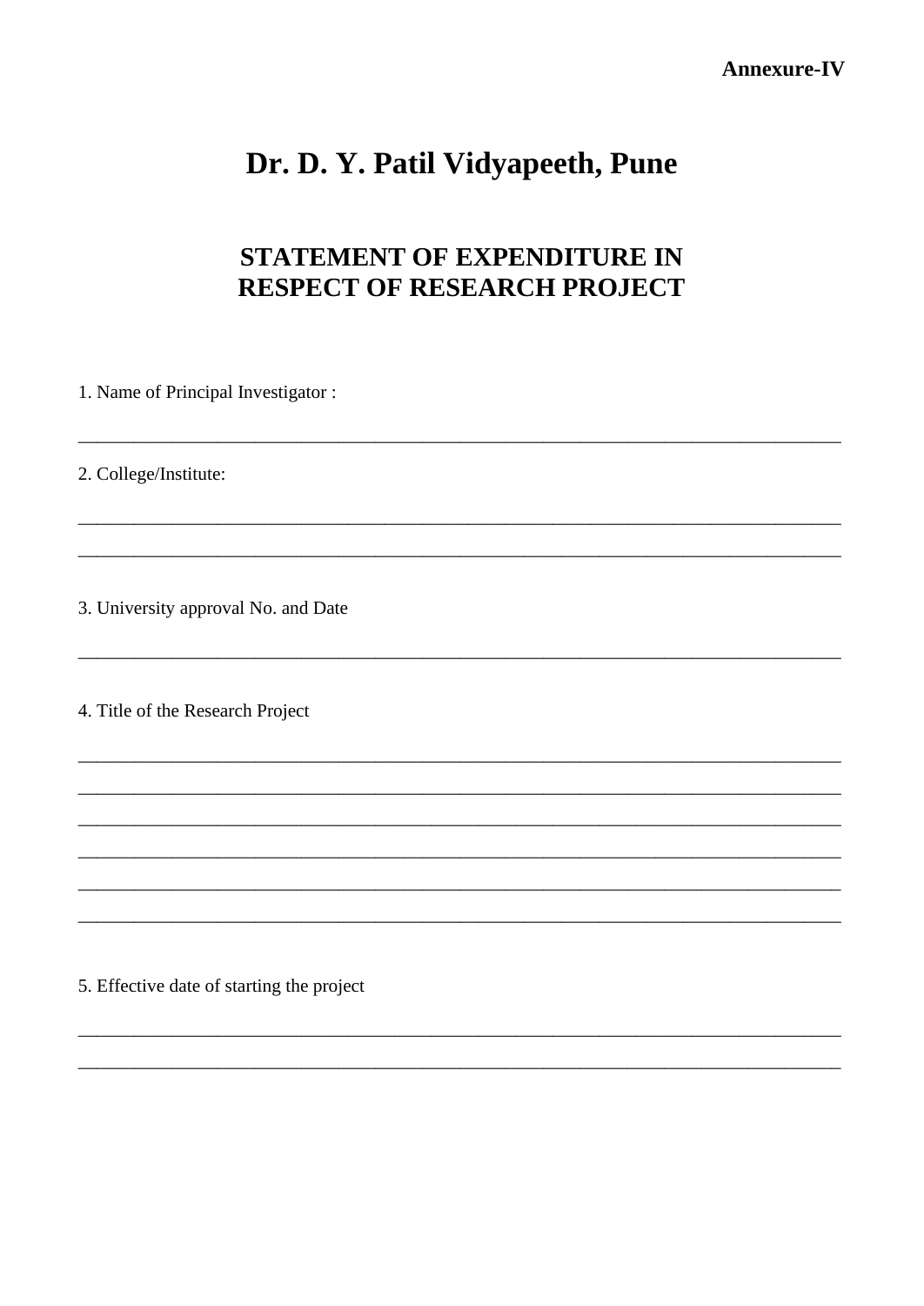**Annexure-IV**

# Dr. D. Y. Patil Vidyapeeth, Pune

## STATEMENT OF EXPENDITURE IN RESPECT OF RESEARCH PROJECT

1. Name of Principal Investigator :

________________________________________________________________________________

2. College/Institute:

________________________________________________________________________________

________________________________________________________________________________

3. University approval No. and Date

________________________________________________________________________________

4. Title of the Research Project

________________________________________________________________________________

________________________________________________________________________________

________________________________________________________________________________

________________________________________________________________________________

________________________________________________________________________________

________________________________________________________________________________

5. Effective date of starting the project

________________________________________________________________________________

________________________________________________________________________________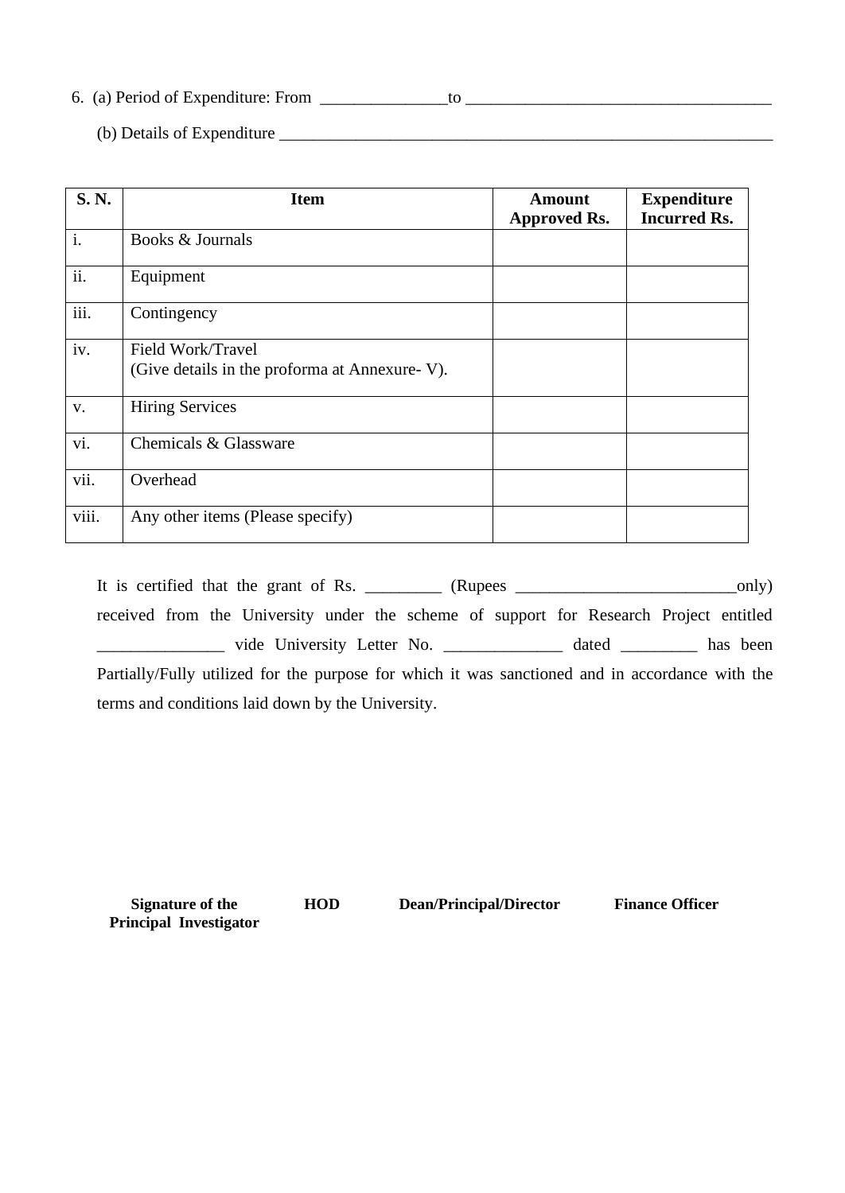6. (a) Period of Expenditure: From _______________to ____________________________________

(b) Details of Expenditure ___________________________________________________________

| S. N. | Item | Amount Approved Rs. | Expenditure Incurred Rs. |
|---|---|---|---|
| i. | Books & Journals | | |
| ii. | Equipment | | |
| iii. | Contingency | | |
| iv. | Field Work/Travel<br>(Give details in the proforma at Annexure- V). | | |
| v. | Hiring Services | | |
| vi. | Chemicals & Glassware | | |
| vii. | Overhead | | |
| viii. | Any other items (Please specify) | | |

It is certified that the grant of Rs. _________ (Rupees __________________________only) received from the University under the scheme of support for Research Project entitled _______________ vide University Letter No. ______________ dated _________ has been Partially/Fully utilized for the purpose for which it was sanctioned and in accordance with the terms and conditions laid down by the University.

**Signature of the Principal Investigator** **HOD** **Dean/Principal/Director** **Finance Officer**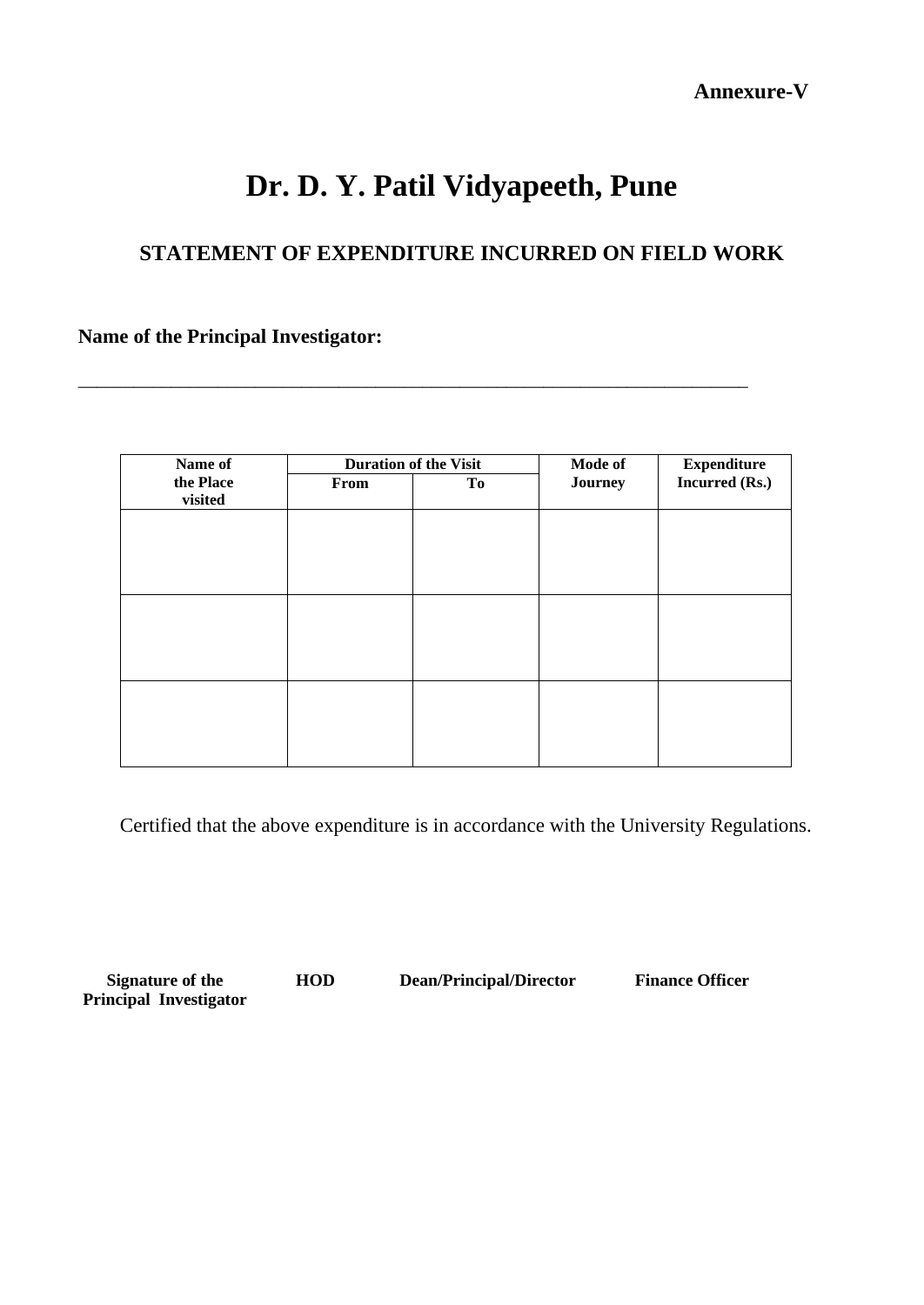**Annexure-V**

# Dr. D. Y. Patil Vidyapeeth, Pune

## STATEMENT OF EXPENDITURE INCURRED ON FIELD WORK

**Name of the Principal Investigator:**

_______________________________________________________________________________

| Name of the Place visited | Duration of the Visit | | Mode of Journey | Expenditure Incurred (Rs.) |
|---|---|---|---|---|
| | From | To | | |
| | | | | |
| | | | | |
| | | | | |

Certified that the above expenditure is in accordance with the University Regulations.

**Signature of the Principal Investigator** **HOD** **Dean/Principal/Director** **Finance Officer**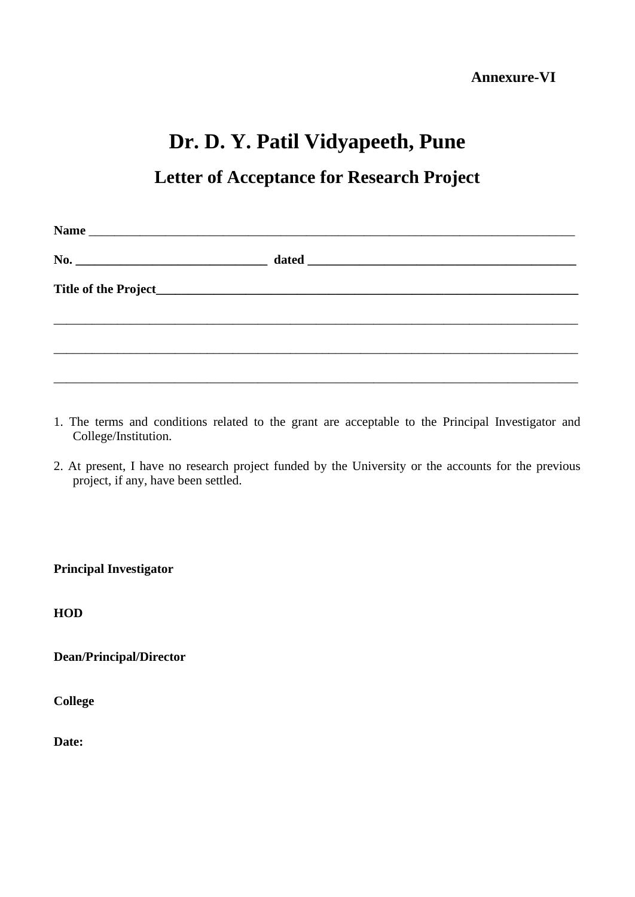**Annexure-VI**

# Dr. D. Y. Patil Vidyapeeth, Pune

## Letter of Acceptance for Research Project

**Name** ___________________________________________________________________________

**No.** ______________________________ **dated** __________________________________________

**Title of the Project**__________________________________________________________________

_____________________________________________________________________________________

_____________________________________________________________________________________

_____________________________________________________________________________________

1. The terms and conditions related to the grant are acceptable to the Principal Investigator and College/Institution.

2. At present, I have no research project funded by the University or the accounts for the previous project, if any, have been settled.

**Principal Investigator**

**HOD**

**Dean/Principal/Director**

**College**

**Date:**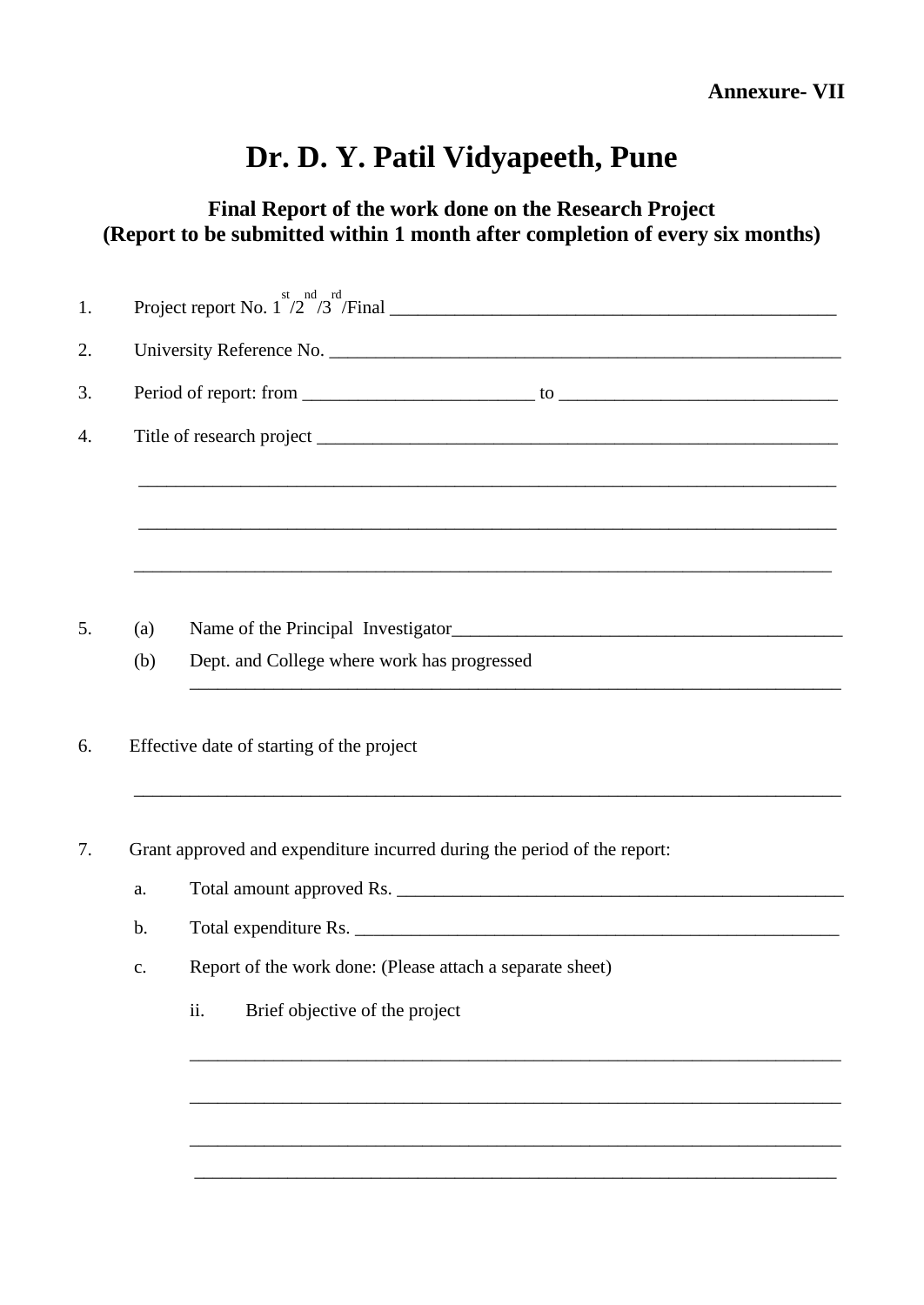**Annexure- VII**

# Dr. D. Y. Patil Vidyapeeth, Pune

## Final Report of the work done on the Research Project
## (Report to be submitted within 1 month after completion of every six months)

1. Project report No. 1st/2nd/3rd/Final ____________________________________________

2. University Reference No. ____________________________________________________

3. Period of report: from ________________________ to ____________________________

4. Title of research project _____________________________________________________

   ________________________________________________________________________

   ________________________________________________________________________

   ________________________________________________________________________

5. (a) Name of the Principal Investigator_________________________________________

   (b) Dept. and College where work has progressed

   ______________________________________________________________________

6. Effective date of starting of the project

   ________________________________________________________________________

7. Grant approved and expenditure incurred during the period of the report:

   a. Total amount approved Rs. ______________________________________________

   b. Total expenditure Rs. __________________________________________________

   c. Report of the work done: (Please attach a separate sheet)

      ii. Brief objective of the project

      ____________________________________________________________________

      ____________________________________________________________________

      ____________________________________________________________________

      ____________________________________________________________________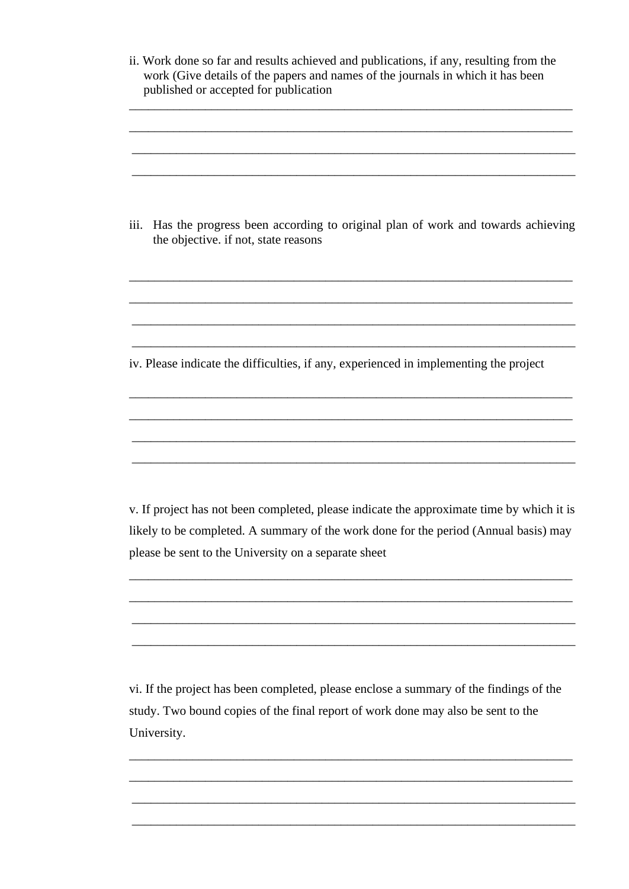ii. Work done so far and results achieved and publications, if any, resulting from the work (Give details of the papers and names of the journals in which it has been published or accepted for publication

________________________________________________________________________

________________________________________________________________________

________________________________________________________________________

________________________________________________________________________

iii. Has the progress been according to original plan of work and towards achieving the objective. if not, state reasons

________________________________________________________________________

________________________________________________________________________

________________________________________________________________________

________________________________________________________________________

iv. Please indicate the difficulties, if any, experienced in implementing the project

________________________________________________________________________

________________________________________________________________________

________________________________________________________________________

________________________________________________________________________

v. If project has not been completed, please indicate the approximate time by which it is likely to be completed. A summary of the work done for the period (Annual basis) may please be sent to the University on a separate sheet

________________________________________________________________________

________________________________________________________________________

________________________________________________________________________

________________________________________________________________________

vi. If the project has been completed, please enclose a summary of the findings of the study. Two bound copies of the final report of work done may also be sent to the University.

________________________________________________________________________

________________________________________________________________________

________________________________________________________________________

________________________________________________________________________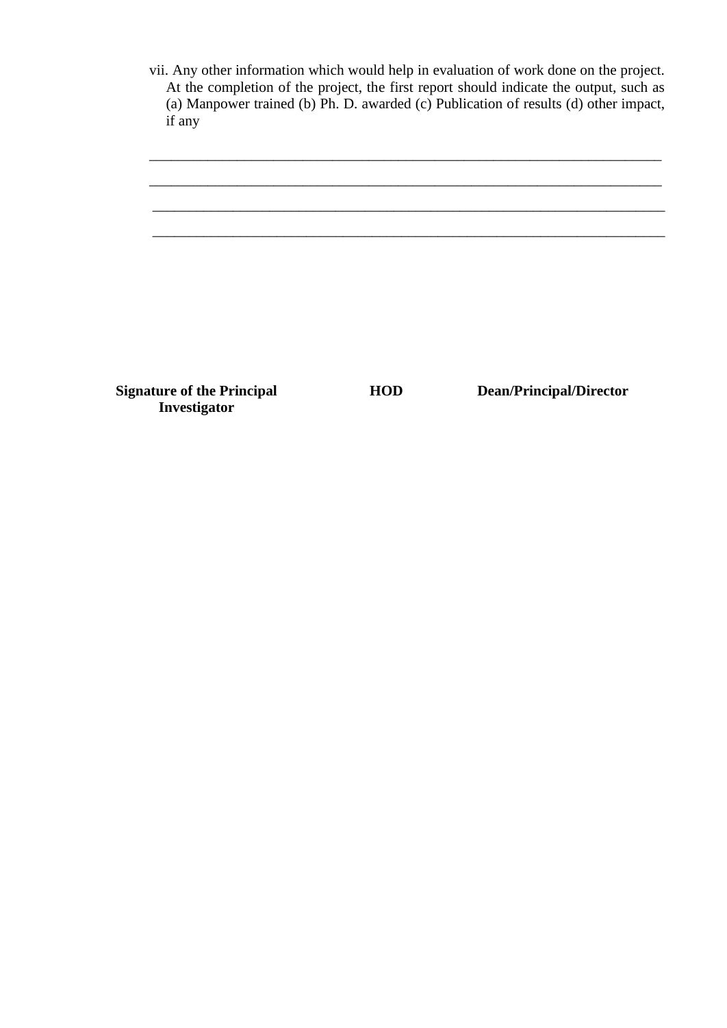vii. Any other information which would help in evaluation of work done on the project. At the completion of the project, the first report should indicate the output, such as (a) Manpower trained (b) Ph. D. awarded (c) Publication of results (d) other impact, if any

_______________________________________________________________________

_______________________________________________________________________

_______________________________________________________________________

_______________________________________________________________________

| | | |
|---|---|---|
| **Signature of the Principal Investigator** | **HOD** | **Dean/Principal/Director** |